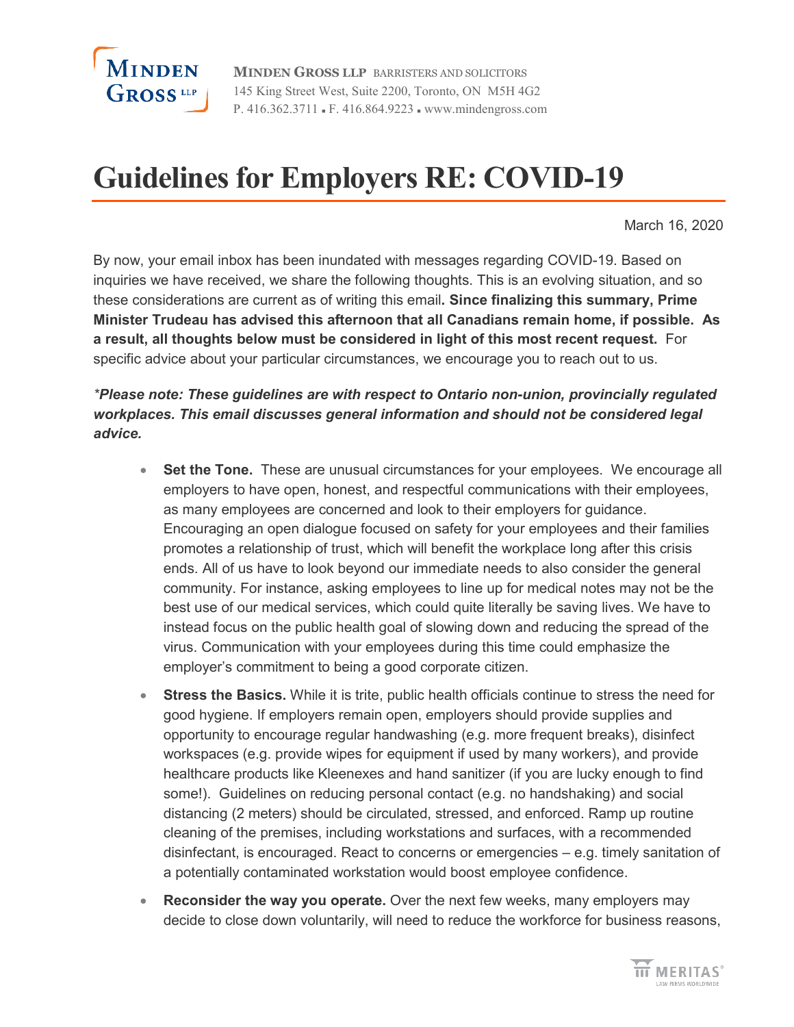MINDEN GROSS LLP BARRISTERS AND SOLICITORS
145 King Street West, Suite 2200, Toronto, ON M5H 4G2
P. 416.362.3711 ▪ F. 416.864.9223 ▪ www.mindengross.com

# Guidelines for Employers RE: COVID-19

March 16, 2020

By now, your email inbox has been inundated with messages regarding COVID-19. Based on inquiries we have received, we share the following thoughts. This is an evolving situation, and so these considerations are current as of writing this email**. Since finalizing this summary, Prime Minister Trudeau has advised this afternoon that all Canadians remain home, if possible. As a result, all thoughts below must be considered in light of this most recent request.** For specific advice about your particular circumstances, we encourage you to reach out to us.

***Please note: These guidelines are with respect to Ontario non-union, provincially regulated workplaces. This email discusses general information and should not be considered legal advice.***

- **Set the Tone.** These are unusual circumstances for your employees. We encourage all employers to have open, honest, and respectful communications with their employees, as many employees are concerned and look to their employers for guidance. Encouraging an open dialogue focused on safety for your employees and their families promotes a relationship of trust, which will benefit the workplace long after this crisis ends. All of us have to look beyond our immediate needs to also consider the general community. For instance, asking employees to line up for medical notes may not be the best use of our medical services, which could quite literally be saving lives. We have to instead focus on the public health goal of slowing down and reducing the spread of the virus. Communication with your employees during this time could emphasize the employer's commitment to being a good corporate citizen.
- **Stress the Basics.** While it is trite, public health officials continue to stress the need for good hygiene. If employers remain open, employers should provide supplies and opportunity to encourage regular handwashing (e.g. more frequent breaks), disinfect workspaces (e.g. provide wipes for equipment if used by many workers), and provide healthcare products like Kleenexes and hand sanitizer (if you are lucky enough to find some!). Guidelines on reducing personal contact (e.g. no handshaking) and social distancing (2 meters) should be circulated, stressed, and enforced. Ramp up routine cleaning of the premises, including workstations and surfaces, with a recommended disinfectant, is encouraged. React to concerns or emergencies – e.g. timely sanitation of a potentially contaminated workstation would boost employee confidence.
- **Reconsider the way you operate.** Over the next few weeks, many employers may decide to close down voluntarily, will need to reduce the workforce for business reasons,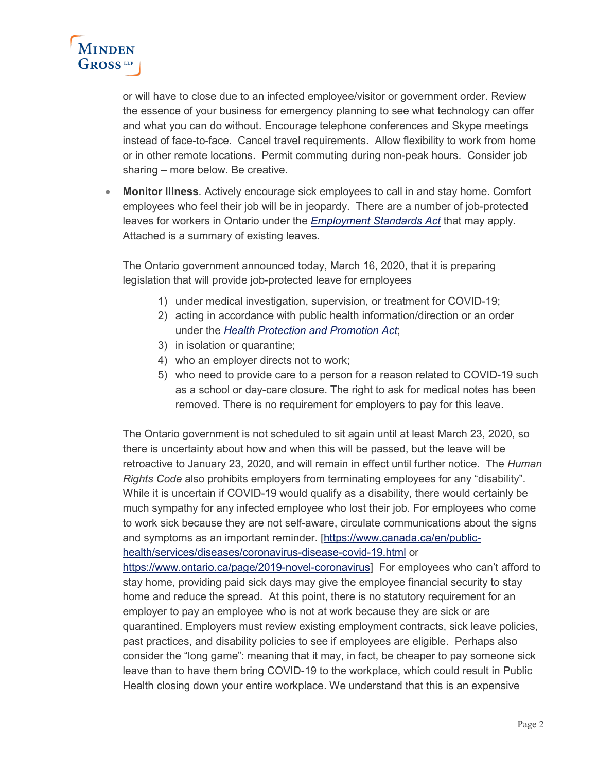or will have to close due to an infected employee/visitor or government order. Review the essence of your business for emergency planning to see what technology can offer and what you can do without. Encourage telephone conferences and Skype meetings instead of face-to-face. Cancel travel requirements. Allow flexibility to work from home or in other remote locations. Permit commuting during non-peak hours. Consider job sharing – more below. Be creative.

- **Monitor Illness**. Actively encourage sick employees to call in and stay home. Comfort employees who feel their job will be in jeopardy. There are a number of job-protected leaves for workers in Ontario under the [*Employment Standards Act*]() that may apply. Attached is a summary of existing leaves.

  The Ontario government announced today, March 16, 2020, that it is preparing legislation that will provide job-protected leave for employees

  1) under medical investigation, supervision, or treatment for COVID-19;
  2) acting in accordance with public health information/direction or an order under the [*Health Protection and Promotion Act*]();
  3) in isolation or quarantine;
  4) who an employer directs not to work;
  5) who need to provide care to a person for a reason related to COVID-19 such as a school or day-care closure. The right to ask for medical notes has been removed. There is no requirement for employers to pay for this leave.

  The Ontario government is not scheduled to sit again until at least March 23, 2020, so there is uncertainty about how and when this will be passed, but the leave will be retroactive to January 23, 2020, and will remain in effect until further notice. The *Human Rights Code* also prohibits employers from terminating employees for any "disability". While it is uncertain if COVID-19 would qualify as a disability, there would certainly be much sympathy for any infected employee who lost their job. For employees who come to work sick because they are not self-aware, circulate communications about the signs and symptoms as an important reminder. [https://www.canada.ca/en/public-health/services/diseases/coronavirus-disease-covid-19.html or https://www.ontario.ca/page/2019-novel-coronavirus] For employees who can't afford to stay home, providing paid sick days may give the employee financial security to stay home and reduce the spread. At this point, there is no statutory requirement for an employer to pay an employee who is not at work because they are sick or are quarantined. Employers must review existing employment contracts, sick leave policies, past practices, and disability policies to see if employees are eligible. Perhaps also consider the "long game": meaning that it may, in fact, be cheaper to pay someone sick leave than to have them bring COVID-19 to the workplace, which could result in Public Health closing down your entire workplace. We understand that this is an expensive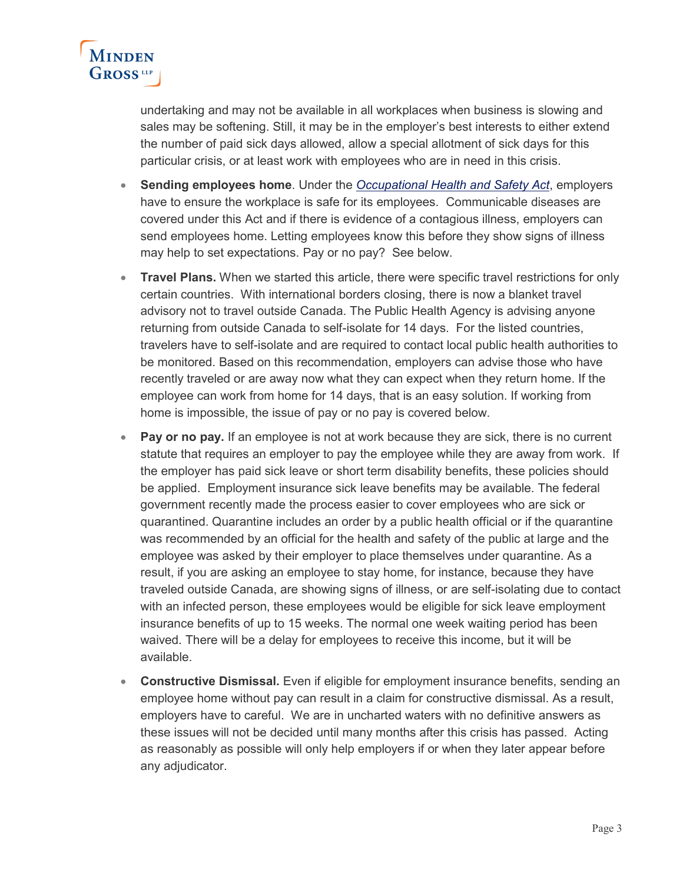undertaking and may not be available in all workplaces when business is slowing and sales may be softening. Still, it may be in the employer's best interests to either extend the number of paid sick days allowed, allow a special allotment of sick days for this particular crisis, or at least work with employees who are in need in this crisis.

- **Sending employees home**. Under the *Occupational Health and Safety Act*, employers have to ensure the workplace is safe for its employees. Communicable diseases are covered under this Act and if there is evidence of a contagious illness, employers can send employees home. Letting employees know this before they show signs of illness may help to set expectations. Pay or no pay? See below.
- **Travel Plans.** When we started this article, there were specific travel restrictions for only certain countries. With international borders closing, there is now a blanket travel advisory not to travel outside Canada. The Public Health Agency is advising anyone returning from outside Canada to self-isolate for 14 days. For the listed countries, travelers have to self-isolate and are required to contact local public health authorities to be monitored. Based on this recommendation, employers can advise those who have recently traveled or are away now what they can expect when they return home. If the employee can work from home for 14 days, that is an easy solution. If working from home is impossible, the issue of pay or no pay is covered below.
- **Pay or no pay.** If an employee is not at work because they are sick, there is no current statute that requires an employer to pay the employee while they are away from work. If the employer has paid sick leave or short term disability benefits, these policies should be applied. Employment insurance sick leave benefits may be available. The federal government recently made the process easier to cover employees who are sick or quarantined. Quarantine includes an order by a public health official or if the quarantine was recommended by an official for the health and safety of the public at large and the employee was asked by their employer to place themselves under quarantine. As a result, if you are asking an employee to stay home, for instance, because they have traveled outside Canada, are showing signs of illness, or are self-isolating due to contact with an infected person, these employees would be eligible for sick leave employment insurance benefits of up to 15 weeks. The normal one week waiting period has been waived. There will be a delay for employees to receive this income, but it will be available.
- **Constructive Dismissal.** Even if eligible for employment insurance benefits, sending an employee home without pay can result in a claim for constructive dismissal. As a result, employers have to careful. We are in uncharted waters with no definitive answers as these issues will not be decided until many months after this crisis has passed. Acting as reasonably as possible will only help employers if or when they later appear before any adjudicator.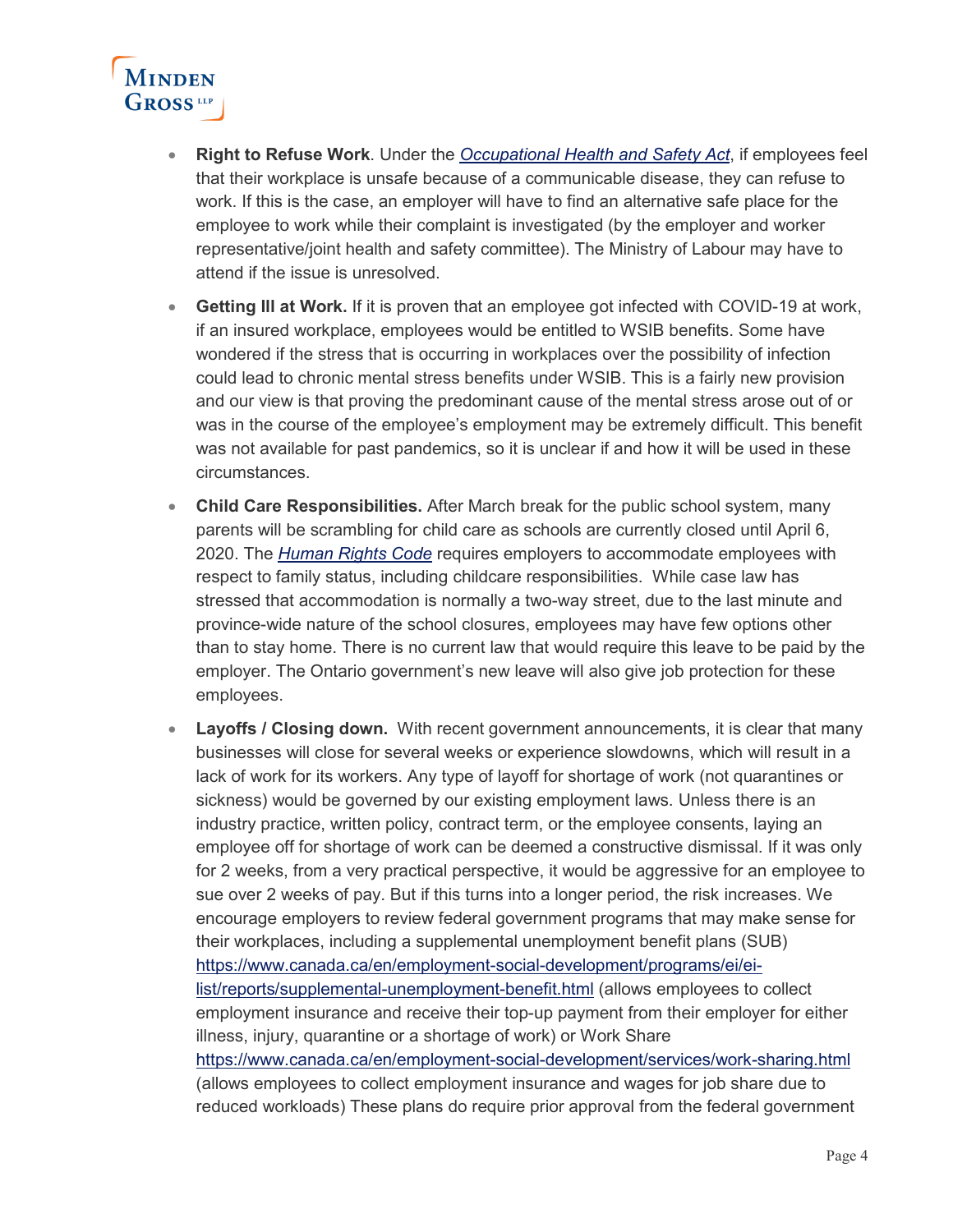- **Right to Refuse Work**. Under the *Occupational Health and Safety Act*, if employees feel that their workplace is unsafe because of a communicable disease, they can refuse to work. If this is the case, an employer will have to find an alternative safe place for the employee to work while their complaint is investigated (by the employer and worker representative/joint health and safety committee). The Ministry of Labour may have to attend if the issue is unresolved.

- **Getting Ill at Work.** If it is proven that an employee got infected with COVID-19 at work, if an insured workplace, employees would be entitled to WSIB benefits. Some have wondered if the stress that is occurring in workplaces over the possibility of infection could lead to chronic mental stress benefits under WSIB. This is a fairly new provision and our view is that proving the predominant cause of the mental stress arose out of or was in the course of the employee's employment may be extremely difficult. This benefit was not available for past pandemics, so it is unclear if and how it will be used in these circumstances.

- **Child Care Responsibilities.** After March break for the public school system, many parents will be scrambling for child care as schools are currently closed until April 6, 2020. The *Human Rights Code* requires employers to accommodate employees with respect to family status, including childcare responsibilities. While case law has stressed that accommodation is normally a two-way street, due to the last minute and province-wide nature of the school closures, employees may have few options other than to stay home. There is no current law that would require this leave to be paid by the employer. The Ontario government's new leave will also give job protection for these employees.

- **Layoffs / Closing down.** With recent government announcements, it is clear that many businesses will close for several weeks or experience slowdowns, which will result in a lack of work for its workers. Any type of layoff for shortage of work (not quarantines or sickness) would be governed by our existing employment laws. Unless there is an industry practice, written policy, contract term, or the employee consents, laying an employee off for shortage of work can be deemed a constructive dismissal. If it was only for 2 weeks, from a very practical perspective, it would be aggressive for an employee to sue over 2 weeks of pay. But if this turns into a longer period, the risk increases. We encourage employers to review federal government programs that may make sense for their workplaces, including a supplemental unemployment benefit plans (SUB) https://www.canada.ca/en/employment-social-development/programs/ei/ei-list/reports/supplemental-unemployment-benefit.html (allows employees to collect employment insurance and receive their top-up payment from their employer for either illness, injury, quarantine or a shortage of work) or Work Share https://www.canada.ca/en/employment-social-development/services/work-sharing.html (allows employees to collect employment insurance and wages for job share due to reduced workloads) These plans do require prior approval from the federal government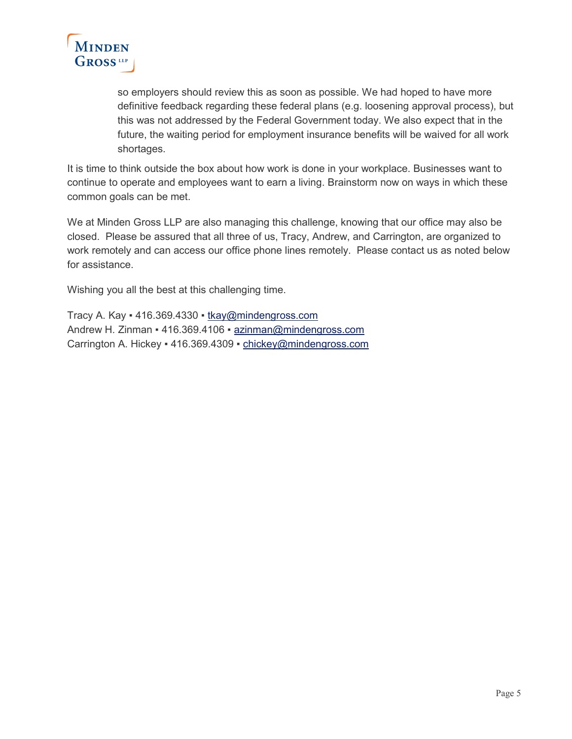so employers should review this as soon as possible. We had hoped to have more definitive feedback regarding these federal plans (e.g. loosening approval process), but this was not addressed by the Federal Government today. We also expect that in the future, the waiting period for employment insurance benefits will be waived for all work shortages.

It is time to think outside the box about how work is done in your workplace. Businesses want to continue to operate and employees want to earn a living. Brainstorm now on ways in which these common goals can be met.

We at Minden Gross LLP are also managing this challenge, knowing that our office may also be closed. Please be assured that all three of us, Tracy, Andrew, and Carrington, are organized to work remotely and can access our office phone lines remotely. Please contact us as noted below for assistance.

Wishing you all the best at this challenging time.

Tracy A. Kay ▪ 416.369.4330 ▪ tkay@mindengross.com
Andrew H. Zinman ▪ 416.369.4106 ▪ azinman@mindengross.com
Carrington A. Hickey ▪ 416.369.4309 ▪ chickey@mindengross.com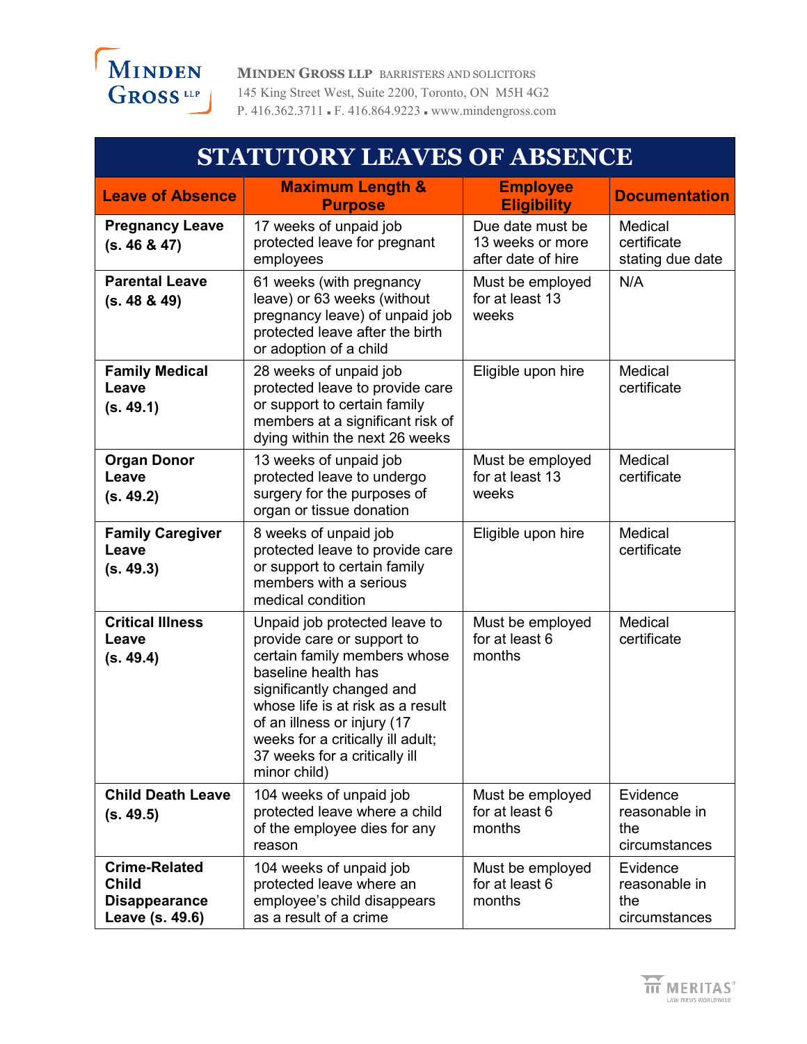**MINDEN GROSS LLP** BARRISTERS AND SOLICITORS
145 King Street West, Suite 2200, Toronto, ON M5H 4G2
P. 416.362.3711 ▪ F. 416.864.9223 ▪ www.mindengross.com

# STATUTORY LEAVES OF ABSENCE

| Leave of Absence | Maximum Length & Purpose | Employee Eligibility | Documentation |
|---|---|---|---|
| **Pregnancy Leave (s. 46 & 47)** | 17 weeks of unpaid job protected leave for pregnant employees | Due date must be 13 weeks or more after date of hire | Medical certificate stating due date |
| **Parental Leave (s. 48 & 49)** | 61 weeks (with pregnancy leave) or 63 weeks (without pregnancy leave) of unpaid job protected leave after the birth or adoption of a child | Must be employed for at least 13 weeks | N/A |
| **Family Medical Leave (s. 49.1)** | 28 weeks of unpaid job protected leave to provide care or support to certain family members at a significant risk of dying within the next 26 weeks | Eligible upon hire | Medical certificate |
| **Organ Donor Leave (s. 49.2)** | 13 weeks of unpaid job protected leave to undergo surgery for the purposes of organ or tissue donation | Must be employed for at least 13 weeks | Medical certificate |
| **Family Caregiver Leave (s. 49.3)** | 8 weeks of unpaid job protected leave to provide care or support to certain family members with a serious medical condition | Eligible upon hire | Medical certificate |
| **Critical Illness Leave (s. 49.4)** | Unpaid job protected leave to provide care or support to certain family members whose baseline health has significantly changed and whose life is at risk as a result of an illness or injury (17 weeks for a critically ill adult; 37 weeks for a critically ill minor child) | Must be employed for at least 6 months | Medical certificate |
| **Child Death Leave (s. 49.5)** | 104 weeks of unpaid job protected leave where a child of the employee dies for any reason | Must be employed for at least 6 months | Evidence reasonable in the circumstances |
| **Crime-Related Child Disappearance Leave (s. 49.6)** | 104 weeks of unpaid job protected leave where an employee's child disappears as a result of a crime | Must be employed for at least 6 months | Evidence reasonable in the circumstances |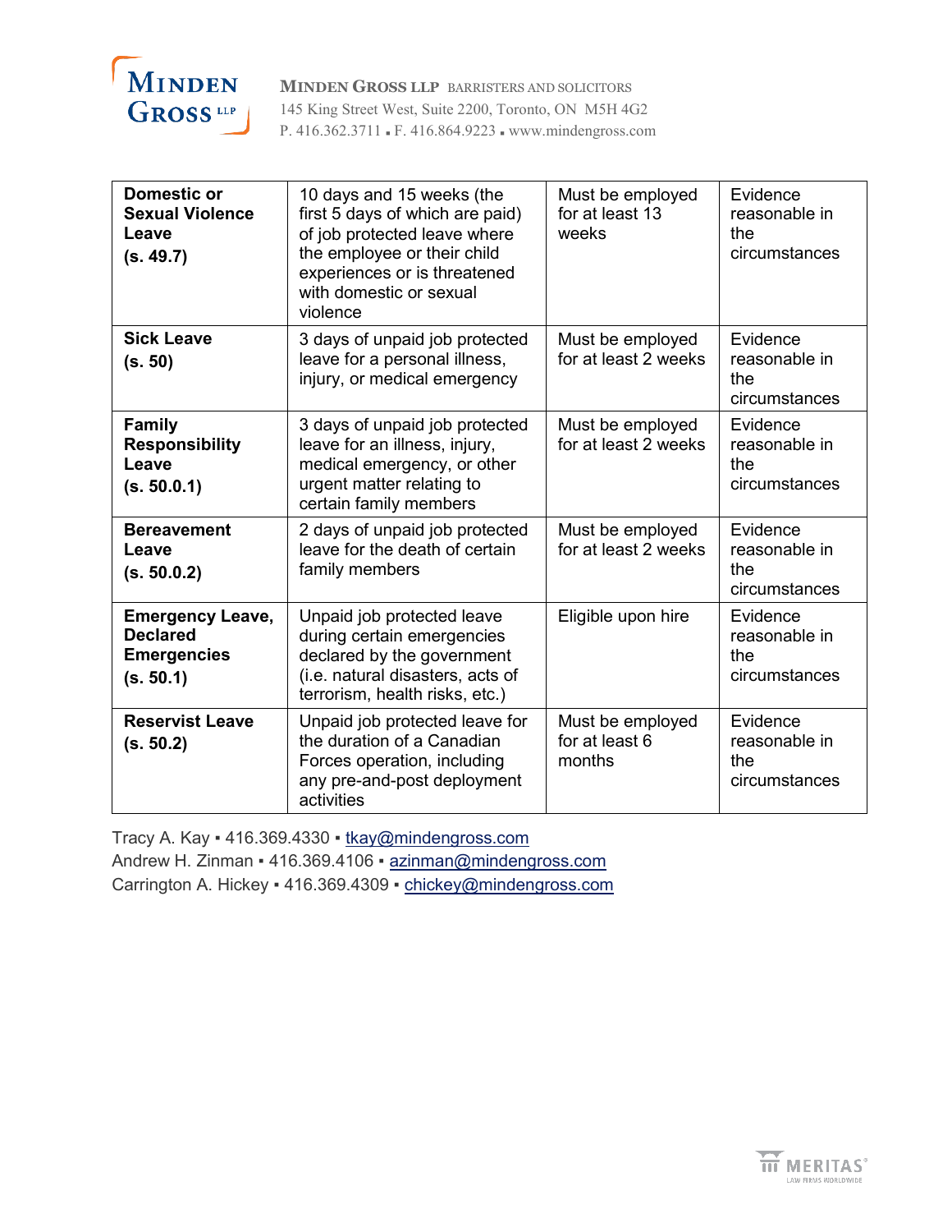| | | | |
|---|---|---|---|
| **Domestic or Sexual Violence Leave (s. 49.7)** | 10 days and 15 weeks (the first 5 days of which are paid) of job protected leave where the employee or their child experiences or is threatened with domestic or sexual violence | Must be employed for at least 13 weeks | Evidence reasonable in the circumstances |
| **Sick Leave (s. 50)** | 3 days of unpaid job protected leave for a personal illness, injury, or medical emergency | Must be employed for at least 2 weeks | Evidence reasonable in the circumstances |
| **Family Responsibility Leave (s. 50.0.1)** | 3 days of unpaid job protected leave for an illness, injury, medical emergency, or other urgent matter relating to certain family members | Must be employed for at least 2 weeks | Evidence reasonable in the circumstances |
| **Bereavement Leave (s. 50.0.2)** | 2 days of unpaid job protected leave for the death of certain family members | Must be employed for at least 2 weeks | Evidence reasonable in the circumstances |
| **Emergency Leave, Declared Emergencies (s. 50.1)** | Unpaid job protected leave during certain emergencies declared by the government (i.e. natural disasters, acts of terrorism, health risks, etc.) | Eligible upon hire | Evidence reasonable in the circumstances |
| **Reservist Leave (s. 50.2)** | Unpaid job protected leave for the duration of a Canadian Forces operation, including any pre-and-post deployment activities | Must be employed for at least 6 months | Evidence reasonable in the circumstances |

Tracy A. Kay ▪ 416.369.4330 ▪ tkay@mindengross.com
Andrew H. Zinman ▪ 416.369.4106 ▪ azinman@mindengross.com
Carrington A. Hickey ▪ 416.369.4309 ▪ chickey@mindengross.com